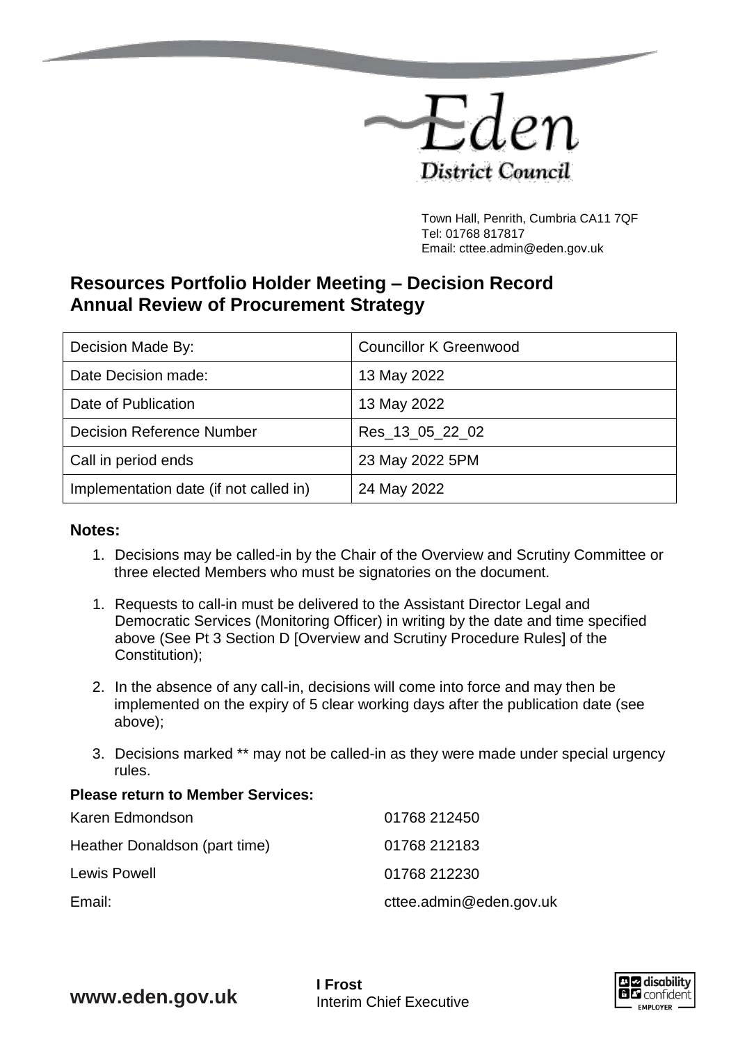Eden District Council

Town Hall, Penrith, Cumbria CA11 7QF
Tel: 01768 817817
Email: cttee.admin@eden.gov.uk

## Resources Portfolio Holder Meeting – Decision Record
## Annual Review of Procurement Strategy

| Decision Made By: | Councillor K Greenwood |
|---|---|
| Date Decision made: | 13 May 2022 |
| Date of Publication | 13 May 2022 |
| Decision Reference Number | Res_13_05_22_02 |
| Call in period ends | 23 May 2022 5PM |
| Implementation date (if not called in) | 24 May 2022 |

### Notes:

1. Decisions may be called-in by the Chair of the Overview and Scrutiny Committee or three elected Members who must be signatories on the document.

1. Requests to call-in must be delivered to the Assistant Director Legal and Democratic Services (Monitoring Officer) in writing by the date and time specified above (See Pt 3 Section D [Overview and Scrutiny Procedure Rules] of the Constitution);

2. In the absence of any call-in, decisions will come into force and may then be implemented on the expiry of 5 clear working days after the publication date (see above);

3. Decisions marked ** may not be called-in as they were made under special urgency rules.

**Please return to Member Services:**

| | |
|---|---|
| Karen Edmondson | 01768 212450 |
| Heather Donaldson (part time) | 01768 212183 |
| Lewis Powell | 01768 212230 |
| Email: | cttee.admin@eden.gov.uk |

**www.eden.gov.uk**

**I Frost**
Interim Chief Executive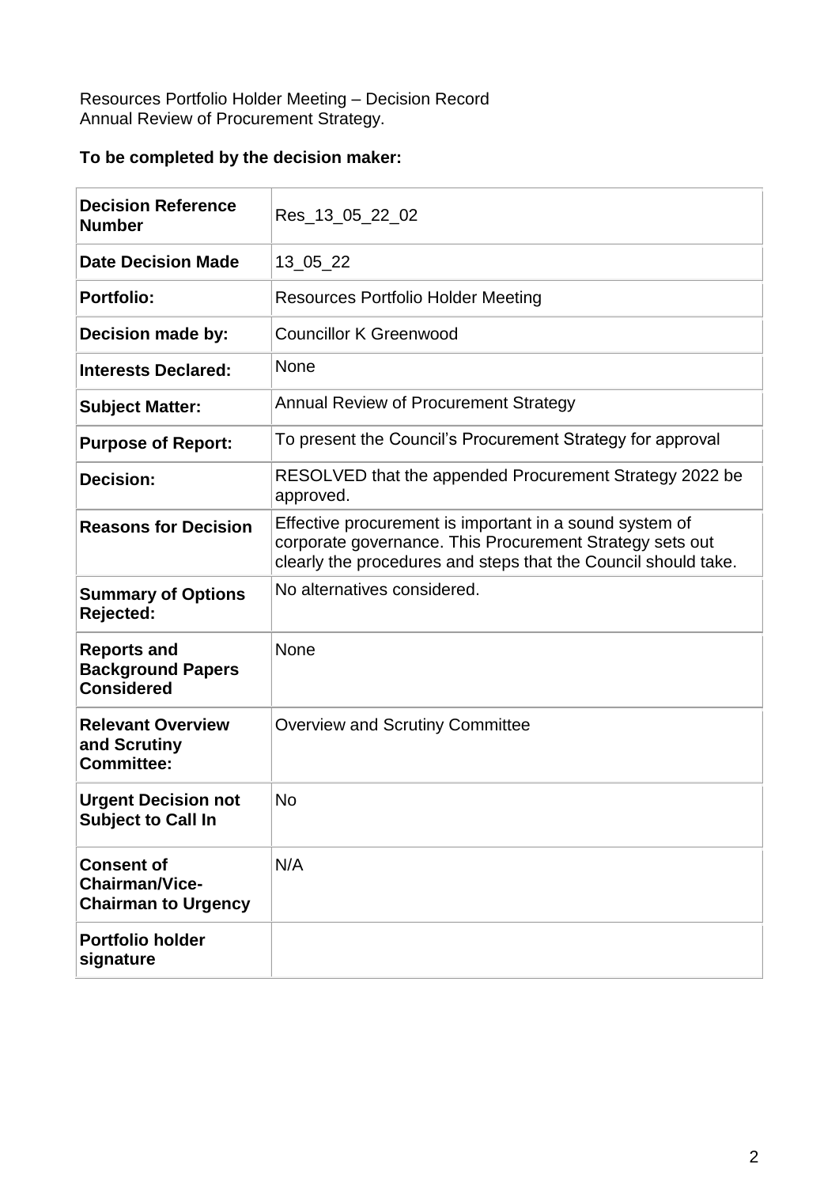Resources Portfolio Holder Meeting – Decision Record
Annual Review of Procurement Strategy.

**To be completed by the decision maker:**

| | |
|---|---|
| **Decision Reference Number** | Res_13_05_22_02 |
| **Date Decision Made** | 13_05_22 |
| **Portfolio:** | Resources Portfolio Holder Meeting |
| **Decision made by:** | Councillor K Greenwood |
| **Interests Declared:** | None |
| **Subject Matter:** | Annual Review of Procurement Strategy |
| **Purpose of Report:** | To present the Council's Procurement Strategy for approval |
| **Decision:** | RESOLVED that the appended Procurement Strategy 2022 be approved. |
| **Reasons for Decision** | Effective procurement is important in a sound system of corporate governance. This Procurement Strategy sets out clearly the procedures and steps that the Council should take. |
| **Summary of Options Rejected:** | No alternatives considered. |
| **Reports and Background Papers Considered** | None |
| **Relevant Overview and Scrutiny Committee:** | Overview and Scrutiny Committee |
| **Urgent Decision not Subject to Call In** | No |
| **Consent of Chairman/Vice-Chairman to Urgency** | N/A |
| **Portfolio holder signature** | |